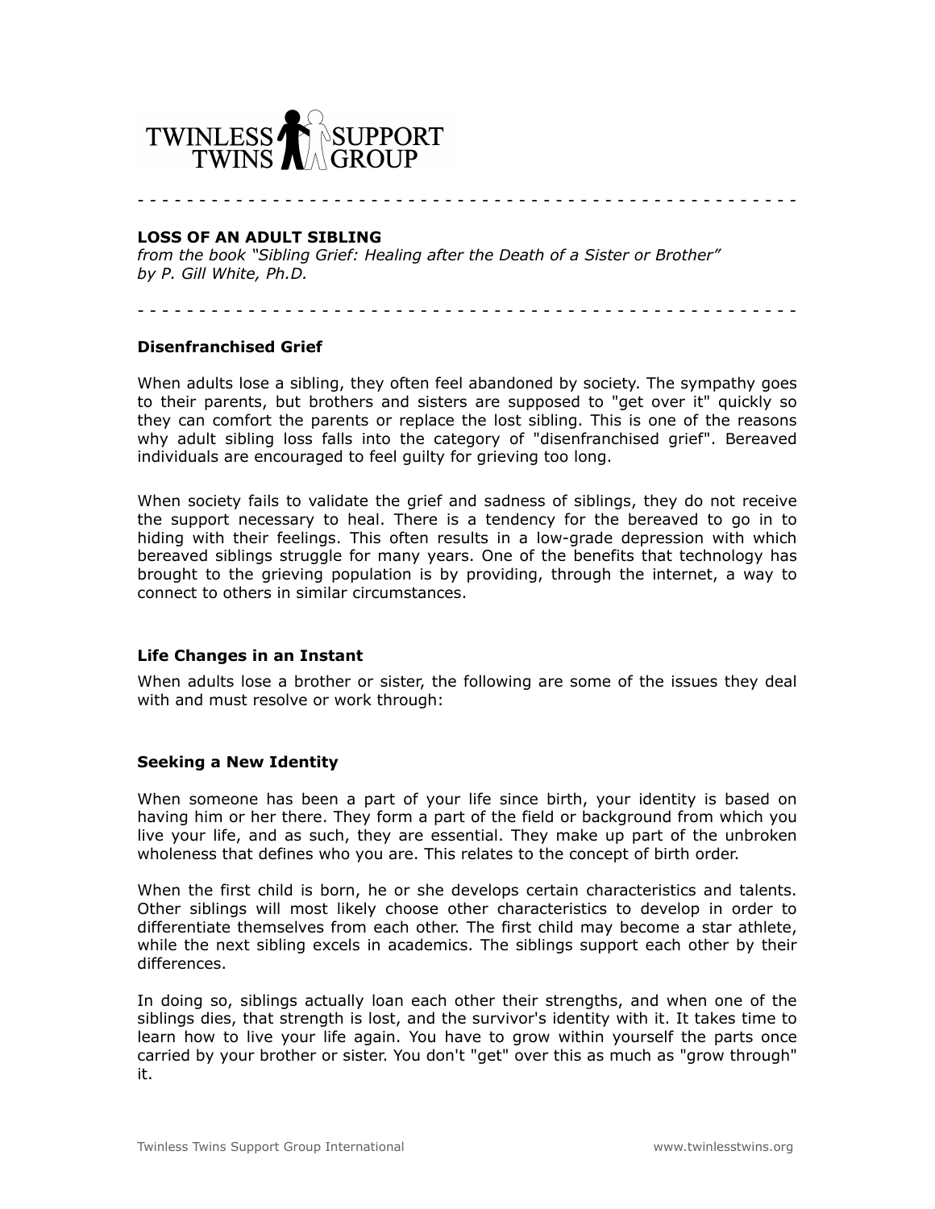TWINLESS TWINS SUPPORT GROUP

- - - - - - - - - - - - - - - - - - - - - - - - - - - - - - - - - - - - - - - - - - - - - - - - - -

**LOSS OF AN ADULT SIBLING**
*from the book "Sibling Grief: Healing after the Death of a Sister or Brother"*
*by P. Gill White, Ph.D.*

- - - - - - - - - - - - - - - - - - - - - - - - - - - - - - - - - - - - - - - - - - - - - - - - - -

### Disenfranchised Grief

When adults lose a sibling, they often feel abandoned by society. The sympathy goes to their parents, but brothers and sisters are supposed to "get over it" quickly so they can comfort the parents or replace the lost sibling. This is one of the reasons why adult sibling loss falls into the category of "disenfranchised grief". Bereaved individuals are encouraged to feel guilty for grieving too long.

When society fails to validate the grief and sadness of siblings, they do not receive the support necessary to heal. There is a tendency for the bereaved to go in to hiding with their feelings. This often results in a low-grade depression with which bereaved siblings struggle for many years. One of the benefits that technology has brought to the grieving population is by providing, through the internet, a way to connect to others in similar circumstances.

### Life Changes in an Instant

When adults lose a brother or sister, the following are some of the issues they deal with and must resolve or work through:

### Seeking a New Identity

When someone has been a part of your life since birth, your identity is based on having him or her there. They form a part of the field or background from which you live your life, and as such, they are essential. They make up part of the unbroken wholeness that defines who you are. This relates to the concept of birth order.

When the first child is born, he or she develops certain characteristics and talents. Other siblings will most likely choose other characteristics to develop in order to differentiate themselves from each other. The first child may become a star athlete, while the next sibling excels in academics. The siblings support each other by their differences.

In doing so, siblings actually loan each other their strengths, and when one of the siblings dies, that strength is lost, and the survivor's identity with it. It takes time to learn how to live your life again. You have to grow within yourself the parts once carried by your brother or sister. You don't "get" over this as much as "grow through" it.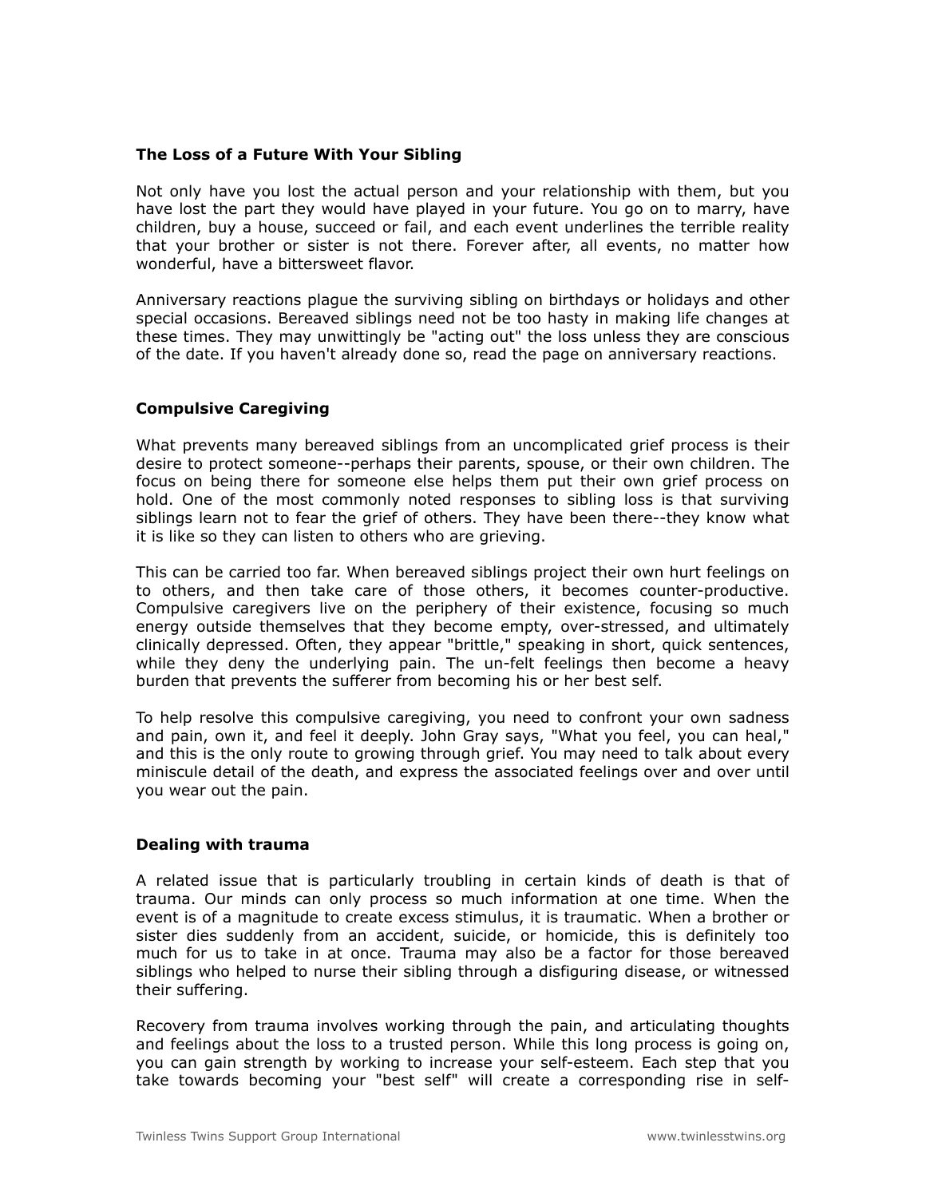### The Loss of a Future With Your Sibling

Not only have you lost the actual person and your relationship with them, but you have lost the part they would have played in your future. You go on to marry, have children, buy a house, succeed or fail, and each event underlines the terrible reality that your brother or sister is not there. Forever after, all events, no matter how wonderful, have a bittersweet flavor.

Anniversary reactions plague the surviving sibling on birthdays or holidays and other special occasions. Bereaved siblings need not be too hasty in making life changes at these times. They may unwittingly be "acting out" the loss unless they are conscious of the date. If you haven't already done so, read the page on anniversary reactions.

### Compulsive Caregiving

What prevents many bereaved siblings from an uncomplicated grief process is their desire to protect someone--perhaps their parents, spouse, or their own children. The focus on being there for someone else helps them put their own grief process on hold. One of the most commonly noted responses to sibling loss is that surviving siblings learn not to fear the grief of others. They have been there--they know what it is like so they can listen to others who are grieving.

This can be carried too far. When bereaved siblings project their own hurt feelings on to others, and then take care of those others, it becomes counter-productive. Compulsive caregivers live on the periphery of their existence, focusing so much energy outside themselves that they become empty, over-stressed, and ultimately clinically depressed. Often, they appear "brittle," speaking in short, quick sentences, while they deny the underlying pain. The un-felt feelings then become a heavy burden that prevents the sufferer from becoming his or her best self.

To help resolve this compulsive caregiving, you need to confront your own sadness and pain, own it, and feel it deeply. John Gray says, "What you feel, you can heal," and this is the only route to growing through grief. You may need to talk about every miniscule detail of the death, and express the associated feelings over and over until you wear out the pain.

### Dealing with trauma

A related issue that is particularly troubling in certain kinds of death is that of trauma. Our minds can only process so much information at one time. When the event is of a magnitude to create excess stimulus, it is traumatic. When a brother or sister dies suddenly from an accident, suicide, or homicide, this is definitely too much for us to take in at once. Trauma may also be a factor for those bereaved siblings who helped to nurse their sibling through a disfiguring disease, or witnessed their suffering.

Recovery from trauma involves working through the pain, and articulating thoughts and feelings about the loss to a trusted person. While this long process is going on, you can gain strength by working to increase your self-esteem. Each step that you take towards becoming your "best self" will create a corresponding rise in self-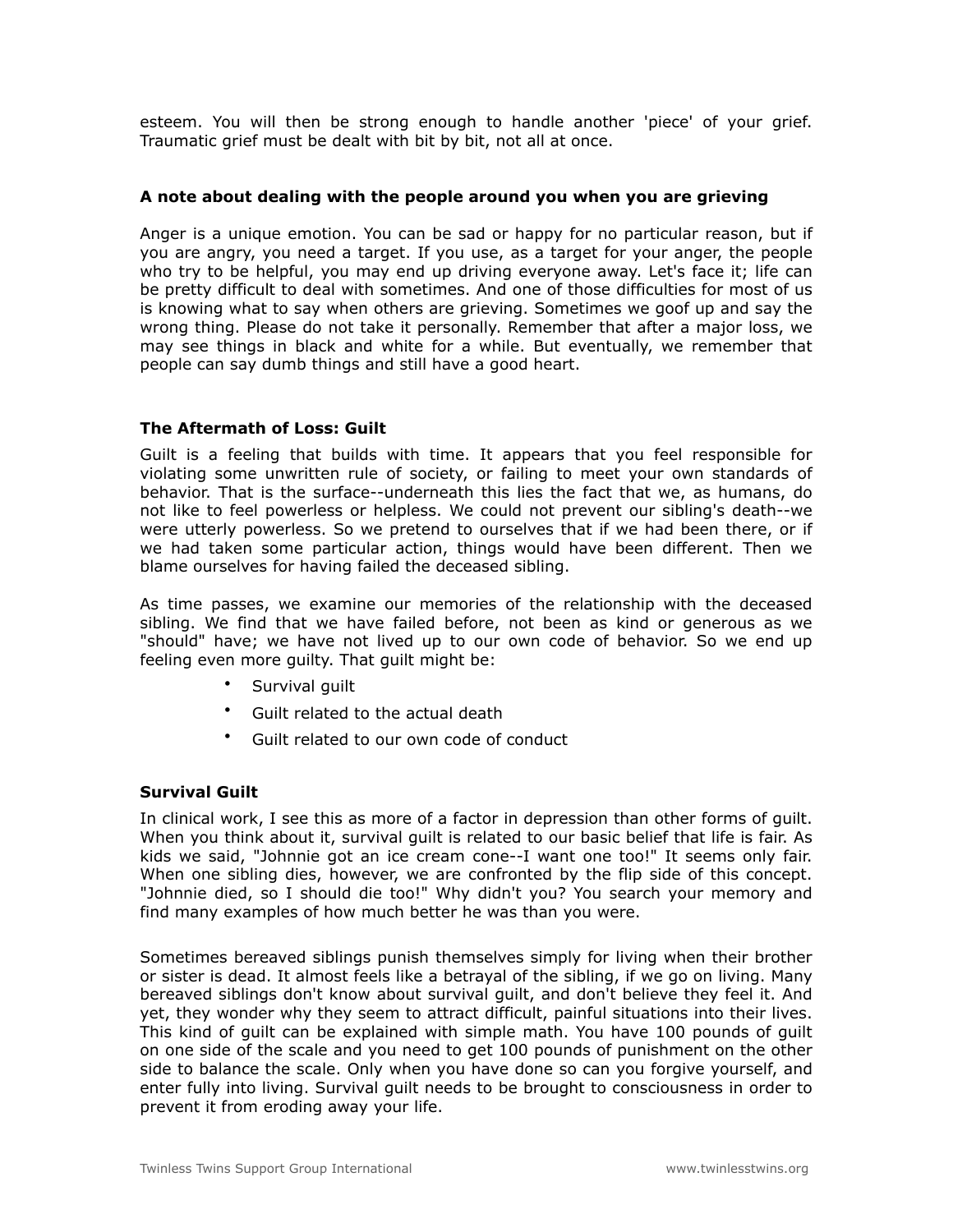esteem. You will then be strong enough to handle another 'piece' of your grief. Traumatic grief must be dealt with bit by bit, not all at once.

### A note about dealing with the people around you when you are grieving

Anger is a unique emotion. You can be sad or happy for no particular reason, but if you are angry, you need a target. If you use, as a target for your anger, the people who try to be helpful, you may end up driving everyone away. Let's face it; life can be pretty difficult to deal with sometimes. And one of those difficulties for most of us is knowing what to say when others are grieving. Sometimes we goof up and say the wrong thing. Please do not take it personally. Remember that after a major loss, we may see things in black and white for a while. But eventually, we remember that people can say dumb things and still have a good heart.

### The Aftermath of Loss: Guilt

Guilt is a feeling that builds with time. It appears that you feel responsible for violating some unwritten rule of society, or failing to meet your own standards of behavior. That is the surface--underneath this lies the fact that we, as humans, do not like to feel powerless or helpless. We could not prevent our sibling's death--we were utterly powerless. So we pretend to ourselves that if we had been there, or if we had taken some particular action, things would have been different. Then we blame ourselves for having failed the deceased sibling.

As time passes, we examine our memories of the relationship with the deceased sibling. We find that we have failed before, not been as kind or generous as we "should" have; we have not lived up to our own code of behavior. So we end up feeling even more guilty. That guilt might be:

- Survival guilt
- Guilt related to the actual death
- Guilt related to our own code of conduct

### Survival Guilt

In clinical work, I see this as more of a factor in depression than other forms of guilt. When you think about it, survival guilt is related to our basic belief that life is fair. As kids we said, "Johnnie got an ice cream cone--I want one too!" It seems only fair. When one sibling dies, however, we are confronted by the flip side of this concept. "Johnnie died, so I should die too!" Why didn't you? You search your memory and find many examples of how much better he was than you were.

Sometimes bereaved siblings punish themselves simply for living when their brother or sister is dead. It almost feels like a betrayal of the sibling, if we go on living. Many bereaved siblings don't know about survival guilt, and don't believe they feel it. And yet, they wonder why they seem to attract difficult, painful situations into their lives. This kind of guilt can be explained with simple math. You have 100 pounds of guilt on one side of the scale and you need to get 100 pounds of punishment on the other side to balance the scale. Only when you have done so can you forgive yourself, and enter fully into living. Survival guilt needs to be brought to consciousness in order to prevent it from eroding away your life.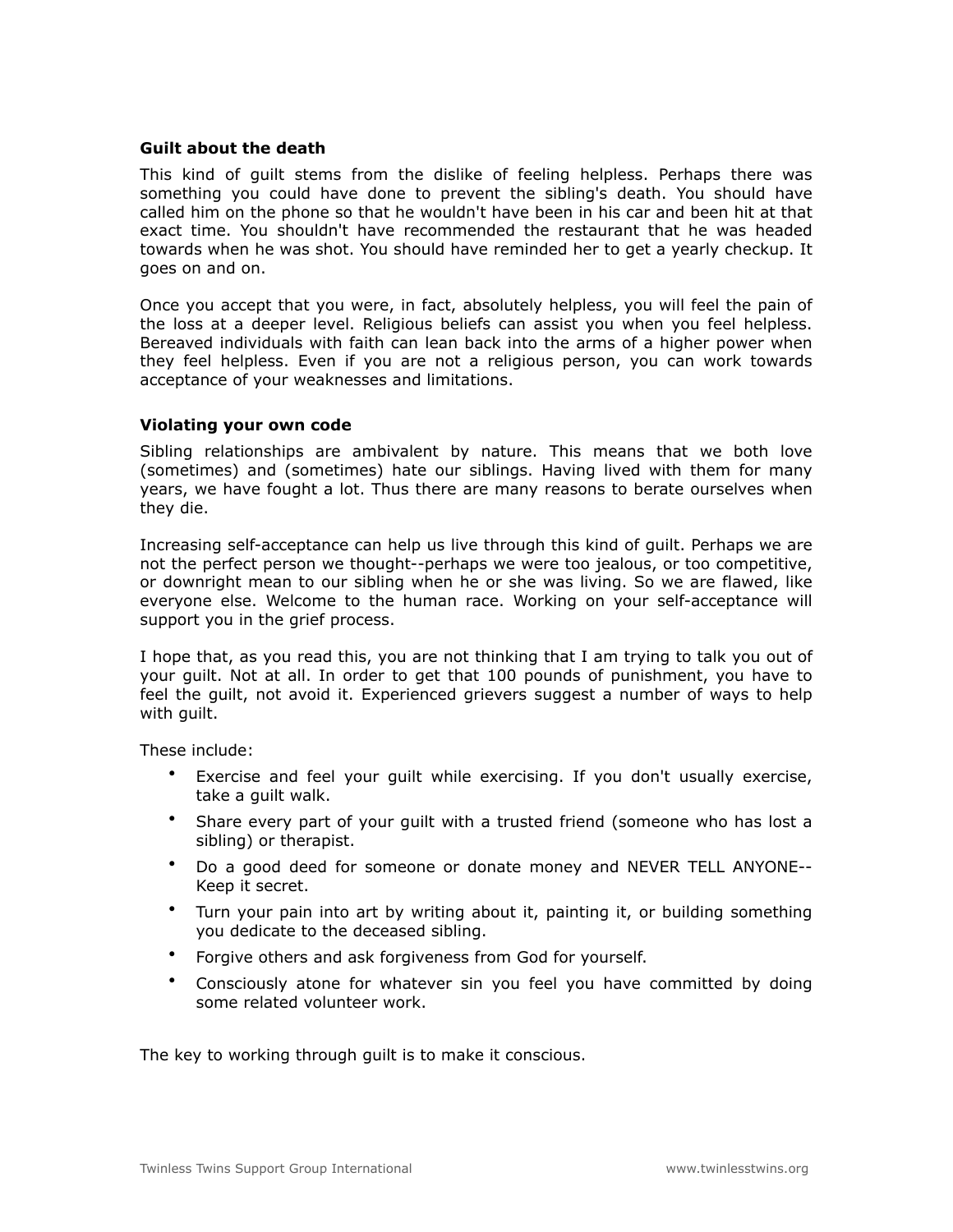**Guilt about the death**

This kind of guilt stems from the dislike of feeling helpless. Perhaps there was something you could have done to prevent the sibling's death. You should have called him on the phone so that he wouldn't have been in his car and been hit at that exact time. You shouldn't have recommended the restaurant that he was headed towards when he was shot. You should have reminded her to get a yearly checkup. It goes on and on.

Once you accept that you were, in fact, absolutely helpless, you will feel the pain of the loss at a deeper level. Religious beliefs can assist you when you feel helpless. Bereaved individuals with faith can lean back into the arms of a higher power when they feel helpless. Even if you are not a religious person, you can work towards acceptance of your weaknesses and limitations.

**Violating your own code**

Sibling relationships are ambivalent by nature. This means that we both love (sometimes) and (sometimes) hate our siblings. Having lived with them for many years, we have fought a lot. Thus there are many reasons to berate ourselves when they die.

Increasing self-acceptance can help us live through this kind of guilt. Perhaps we are not the perfect person we thought--perhaps we were too jealous, or too competitive, or downright mean to our sibling when he or she was living. So we are flawed, like everyone else. Welcome to the human race. Working on your self-acceptance will support you in the grief process.

I hope that, as you read this, you are not thinking that I am trying to talk you out of your guilt. Not at all. In order to get that 100 pounds of punishment, you have to feel the guilt, not avoid it. Experienced grievers suggest a number of ways to help with guilt.

These include:

- Exercise and feel your guilt while exercising. If you don't usually exercise, take a guilt walk.
- Share every part of your guilt with a trusted friend (someone who has lost a sibling) or therapist.
- Do a good deed for someone or donate money and NEVER TELL ANYONE--Keep it secret.
- Turn your pain into art by writing about it, painting it, or building something you dedicate to the deceased sibling.
- Forgive others and ask forgiveness from God for yourself.
- Consciously atone for whatever sin you feel you have committed by doing some related volunteer work.

The key to working through guilt is to make it conscious.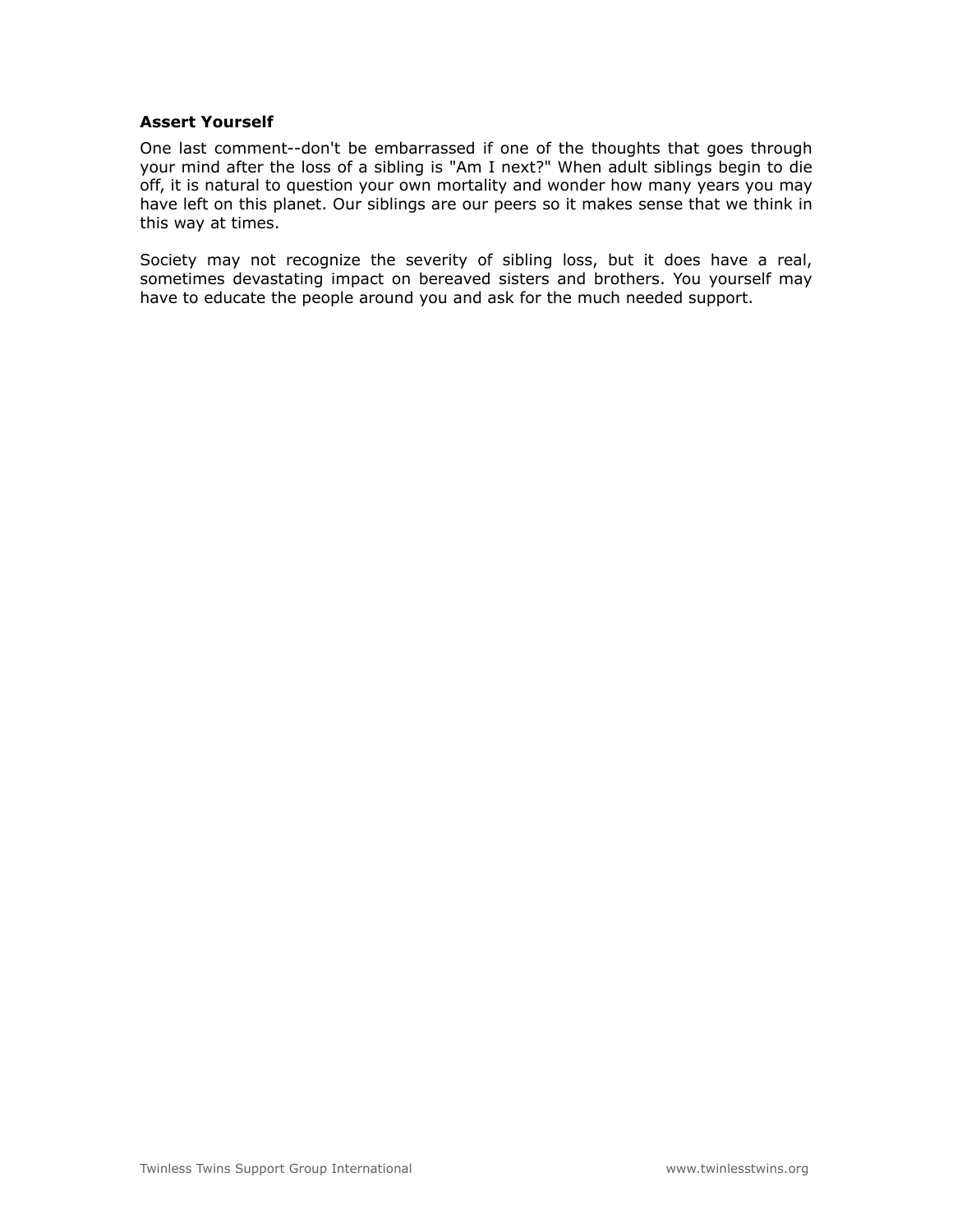**Assert Yourself**

One last comment--don't be embarrassed if one of the thoughts that goes through your mind after the loss of a sibling is "Am I next?" When adult siblings begin to die off, it is natural to question your own mortality and wonder how many years you may have left on this planet. Our siblings are our peers so it makes sense that we think in this way at times.

Society may not recognize the severity of sibling loss, but it does have a real, sometimes devastating impact on bereaved sisters and brothers. You yourself may have to educate the people around you and ask for the much needed support.